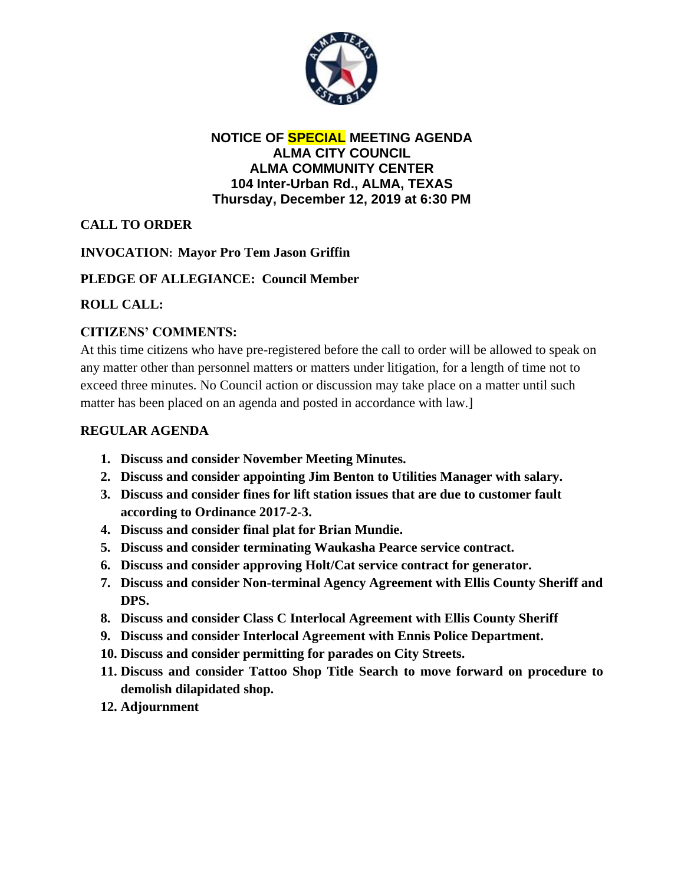# NOTICE OF SPECIAL MEETING AGENDA
## ALMA CITY COUNCIL
## ALMA COMMUNITY CENTER
## 104 Inter-Urban Rd., ALMA, TEXAS
## Thursday, December 12, 2019 at 6:30 PM

**CALL TO ORDER**

**INVOCATION: Mayor Pro Tem Jason Griffin**

**PLEDGE OF ALLEGIANCE: Council Member**

**ROLL CALL:**

**CITIZENS' COMMENTS:**

At this time citizens who have pre-registered before the call to order will be allowed to speak on any matter other than personnel matters or matters under litigation, for a length of time not to exceed three minutes. No Council action or discussion may take place on a matter until such matter has been placed on an agenda and posted in accordance with law.]

**REGULAR AGENDA**

1. **Discuss and consider November Meeting Minutes.**
2. **Discuss and consider appointing Jim Benton to Utilities Manager with salary.**
3. **Discuss and consider fines for lift station issues that are due to customer fault according to Ordinance 2017-2-3.**
4. **Discuss and consider final plat for Brian Mundie.**
5. **Discuss and consider terminating Waukasha Pearce service contract.**
6. **Discuss and consider approving Holt/Cat service contract for generator.**
7. **Discuss and consider Non-terminal Agency Agreement with Ellis County Sheriff and DPS.**
8. **Discuss and consider Class C Interlocal Agreement with Ellis County Sheriff**
9. **Discuss and consider Interlocal Agreement with Ennis Police Department.**
10. **Discuss and consider permitting for parades on City Streets.**
11. **Discuss and consider Tattoo Shop Title Search to move forward on procedure to demolish dilapidated shop.**
12. **Adjournment**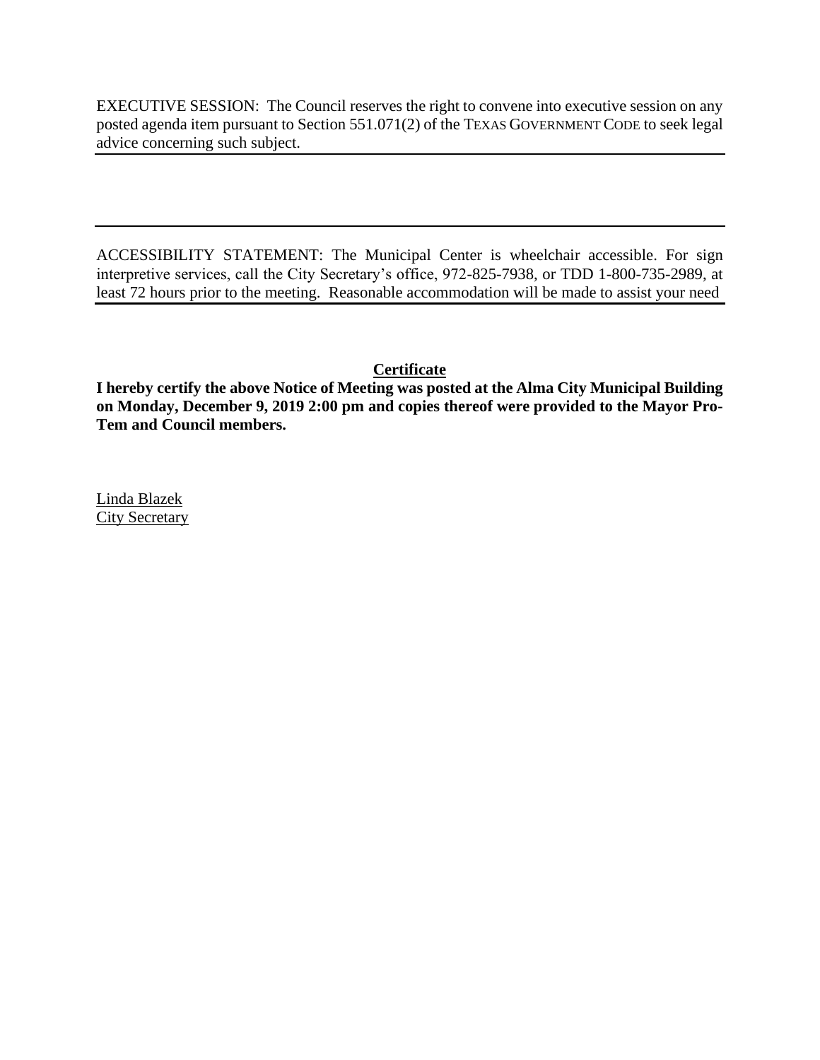EXECUTIVE SESSION: The Council reserves the right to convene into executive session on any posted agenda item pursuant to Section 551.071(2) of the TEXAS GOVERNMENT CODE to seek legal advice concerning such subject.

---

---

ACCESSIBILITY STATEMENT: The Municipal Center is wheelchair accessible. For sign interpretive services, call the City Secretary's office, 972-825-7938, or TDD 1-800-735-2989, at least 72 hours prior to the meeting. Reasonable accommodation will be made to assist your need

---

**Certificate**

**I hereby certify the above Notice of Meeting was posted at the Alma City Municipal Building on Monday, December 9, 2019 2:00 pm and copies thereof were provided to the Mayor Pro-Tem and Council members.**

Linda Blazek
City Secretary